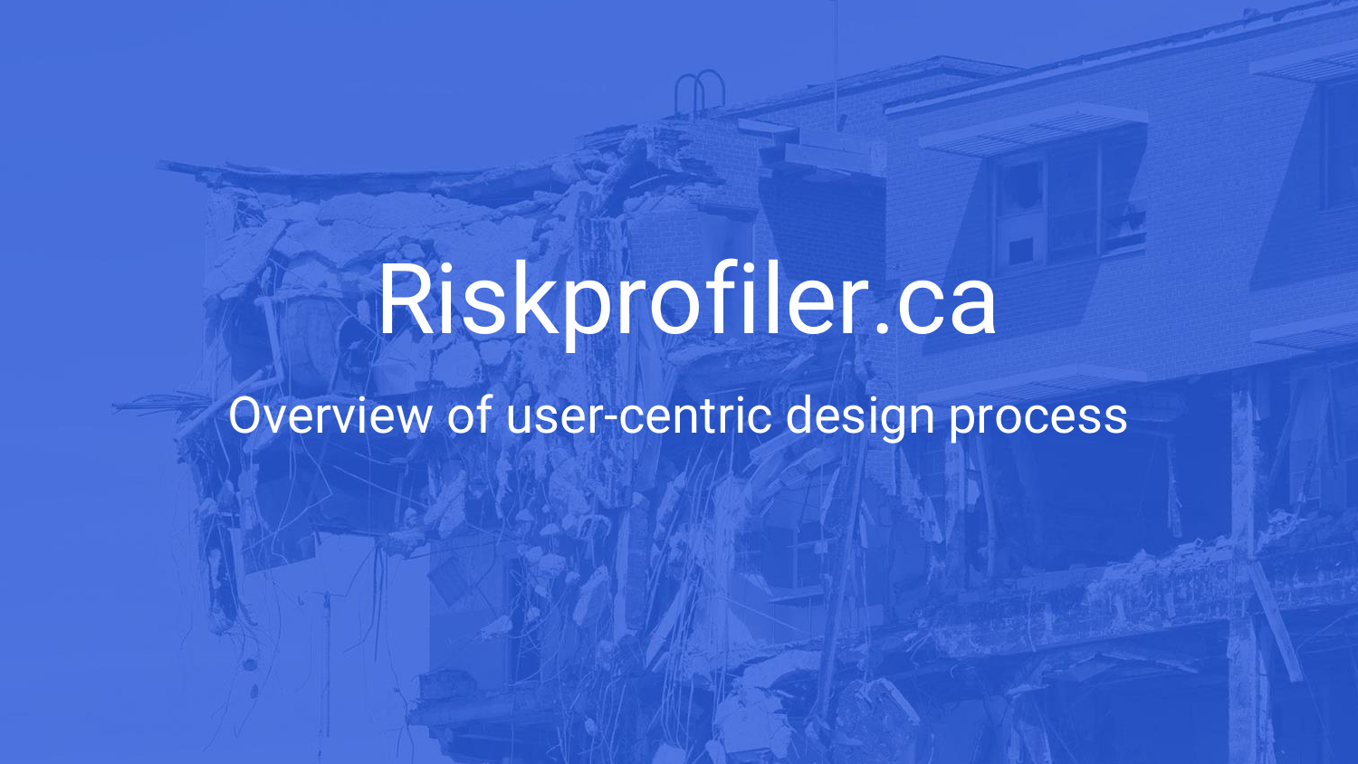# Riskprofiler.ca

Overview of user-centric design process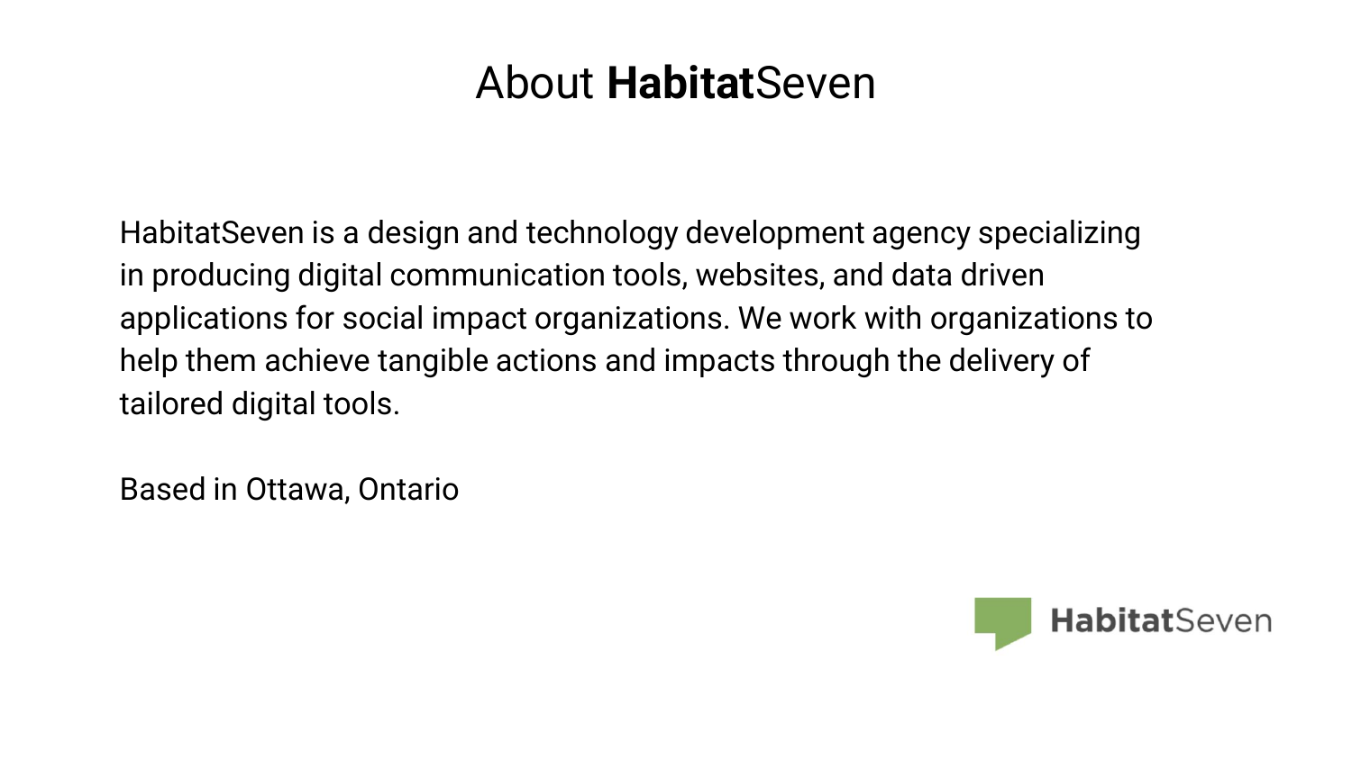# About **Habitat**Seven

HabitatSeven is a design and technology development agency specializing in producing digital communication tools, websites, and data driven applications for social impact organizations. We work with organizations to help them achieve tangible actions and impacts through the delivery of tailored digital tools.

Based in Ottawa, Ontario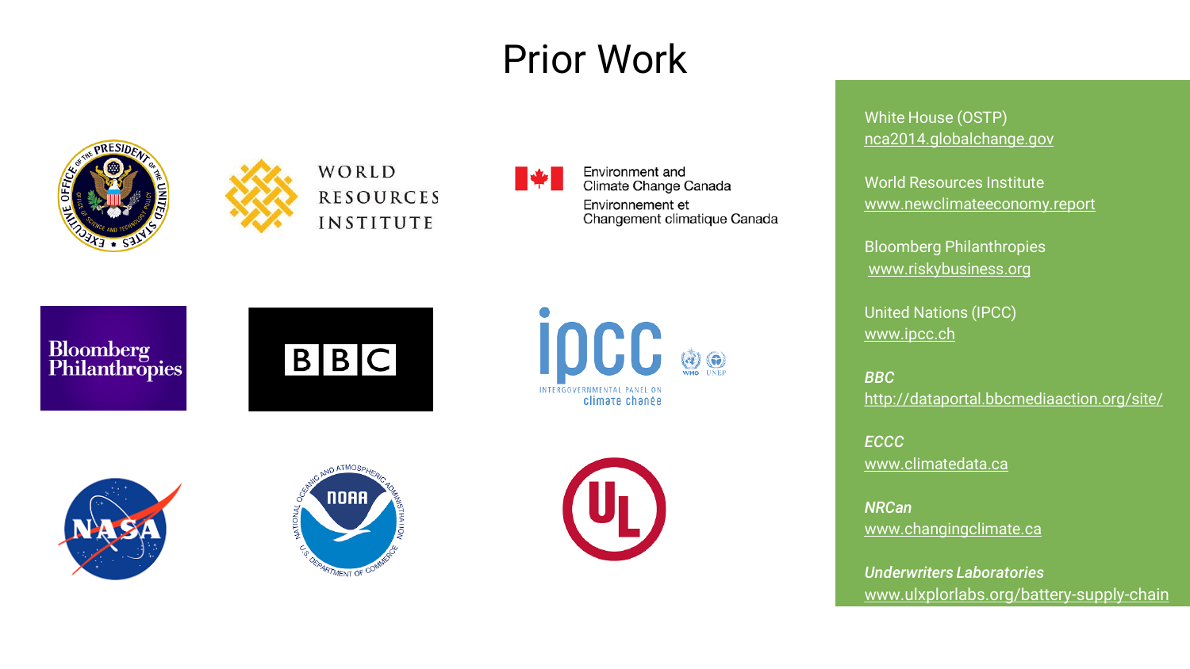# Prior Work

White House (OSTP)
nca2014.globalchange.gov

World Resources Institute
www.newclimateeconomy.report

Bloomberg Philanthropies
www.riskybusiness.org

United Nations (IPCC)
www.ipcc.ch

*BBC*
http://dataportal.bbcmediaaction.org/site/

*ECCC*
www.climatedata.ca

*NRCan*
www.changingclimate.ca

*Underwriters Laboratories*
www.ulxplorlabs.org/battery-supply-chain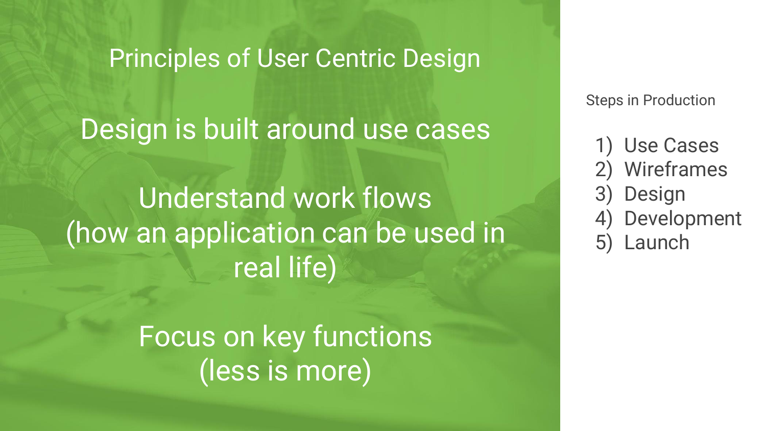# Principles of User Centric Design

Design is built around use cases

Understand work flows
(how an application can be used in real life)

Focus on key functions
(less is more)

Steps in Production

1) Use Cases
2) Wireframes
3) Design
4) Development
5) Launch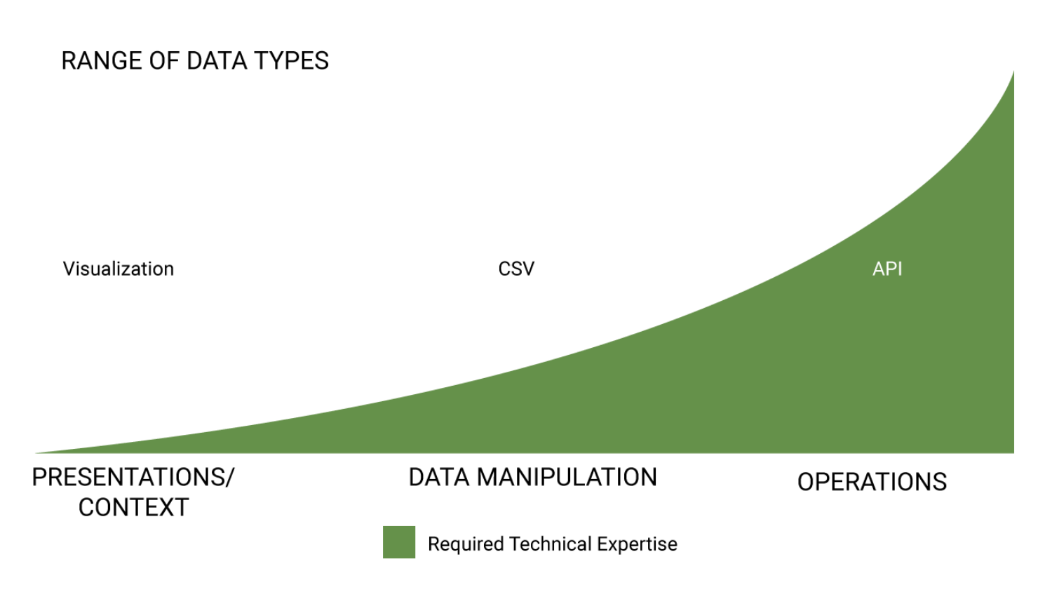RANGE OF DATA TYPES

Visualization

CSV

API

PRESENTATIONS/ CONTEXT

DATA MANIPULATION

OPERATIONS

Required Technical Expertise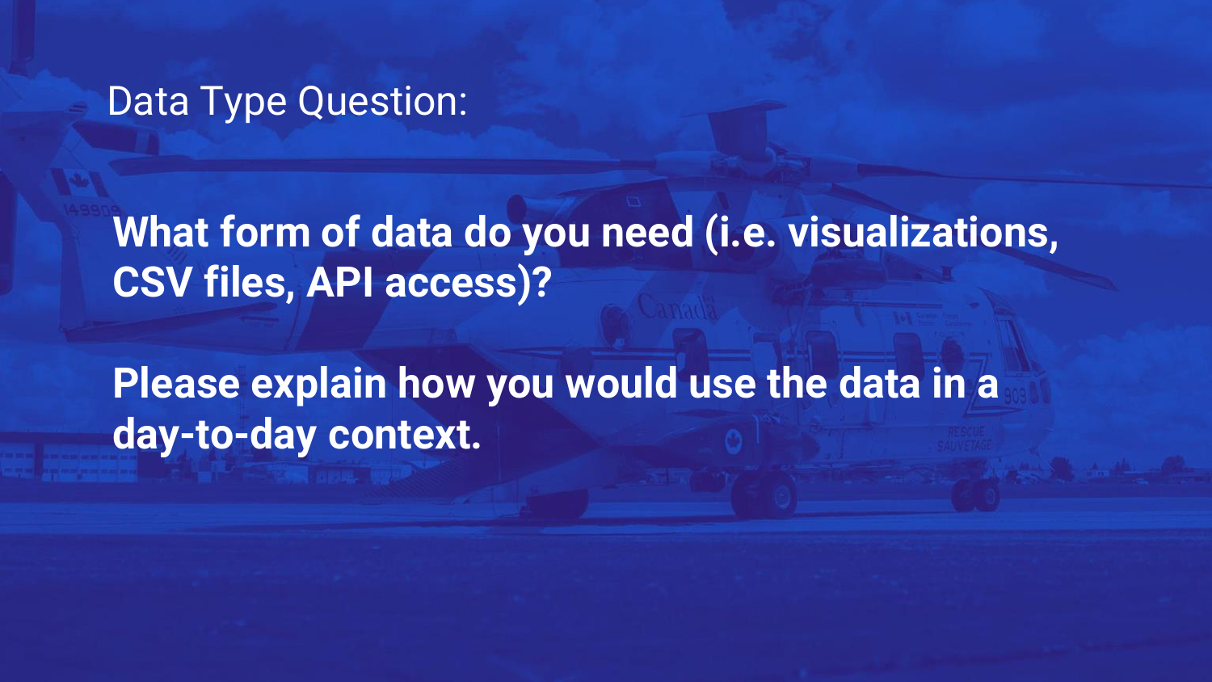Data Type Question:

**What form of data do you need (i.e. visualizations, CSV files, API access)?**

**Please explain how you would use the data in a day-to-day context.**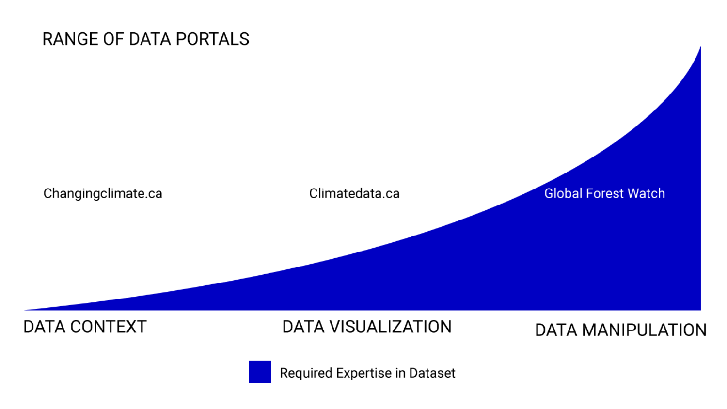RANGE OF DATA PORTALS

Changingclimate.ca

Climatedata.ca

Global Forest Watch

DATA CONTEXT

DATA VISUALIZATION

DATA MANIPULATION

Required Expertise in Dataset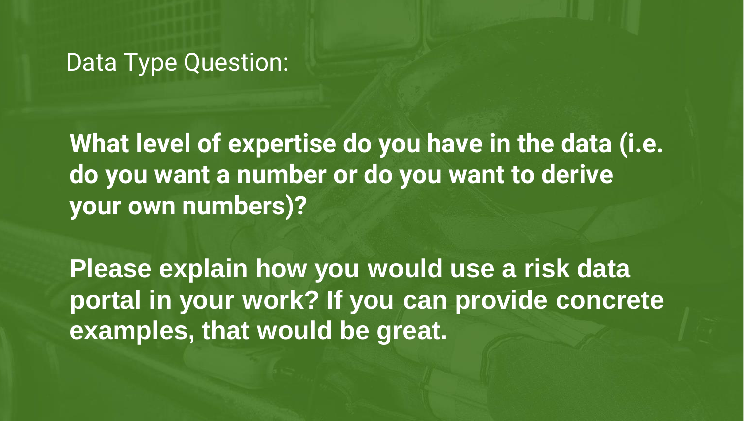Data Type Question:

**What level of expertise do you have in the data (i.e. do you want a number or do you want to derive your own numbers)?**

**Please explain how you would use a risk data portal in your work? If you can provide concrete examples, that would be great.**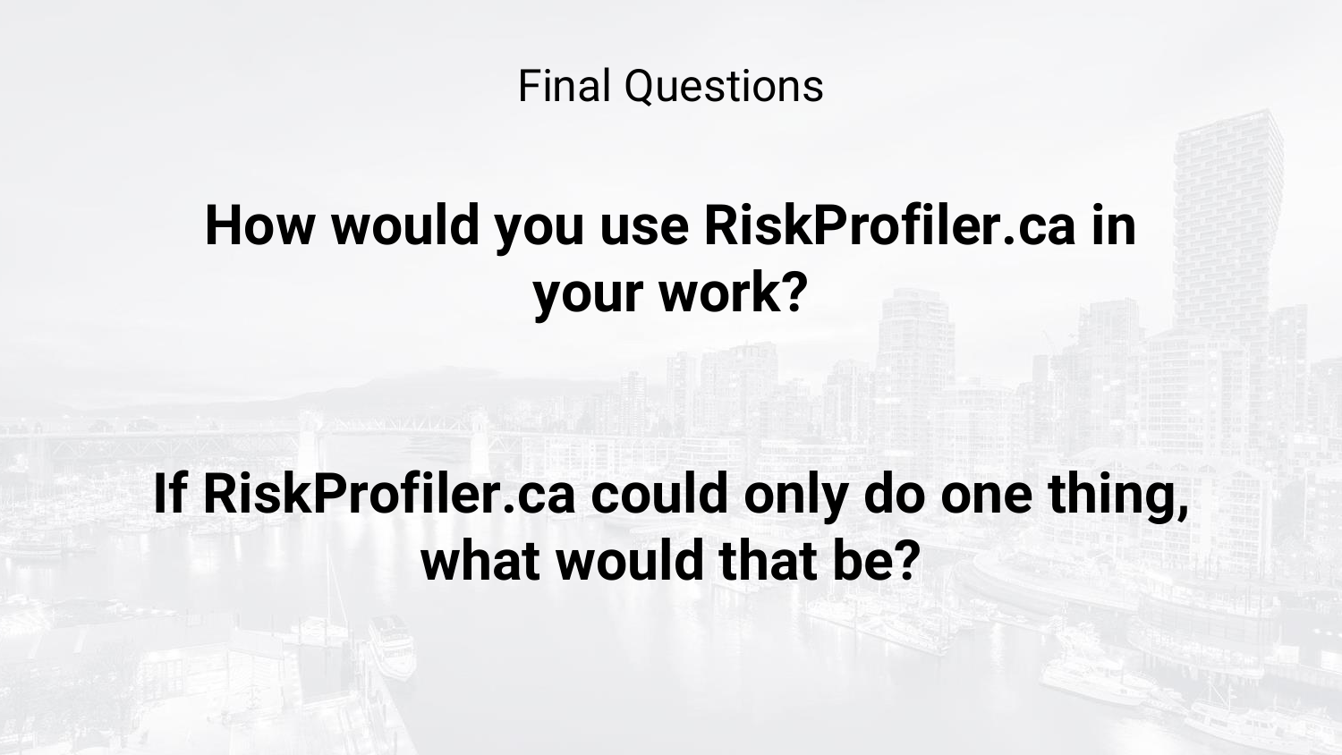# Final Questions

**How would you use RiskProfiler.ca in your work?**

**If RiskProfiler.ca could only do one thing, what would that be?**